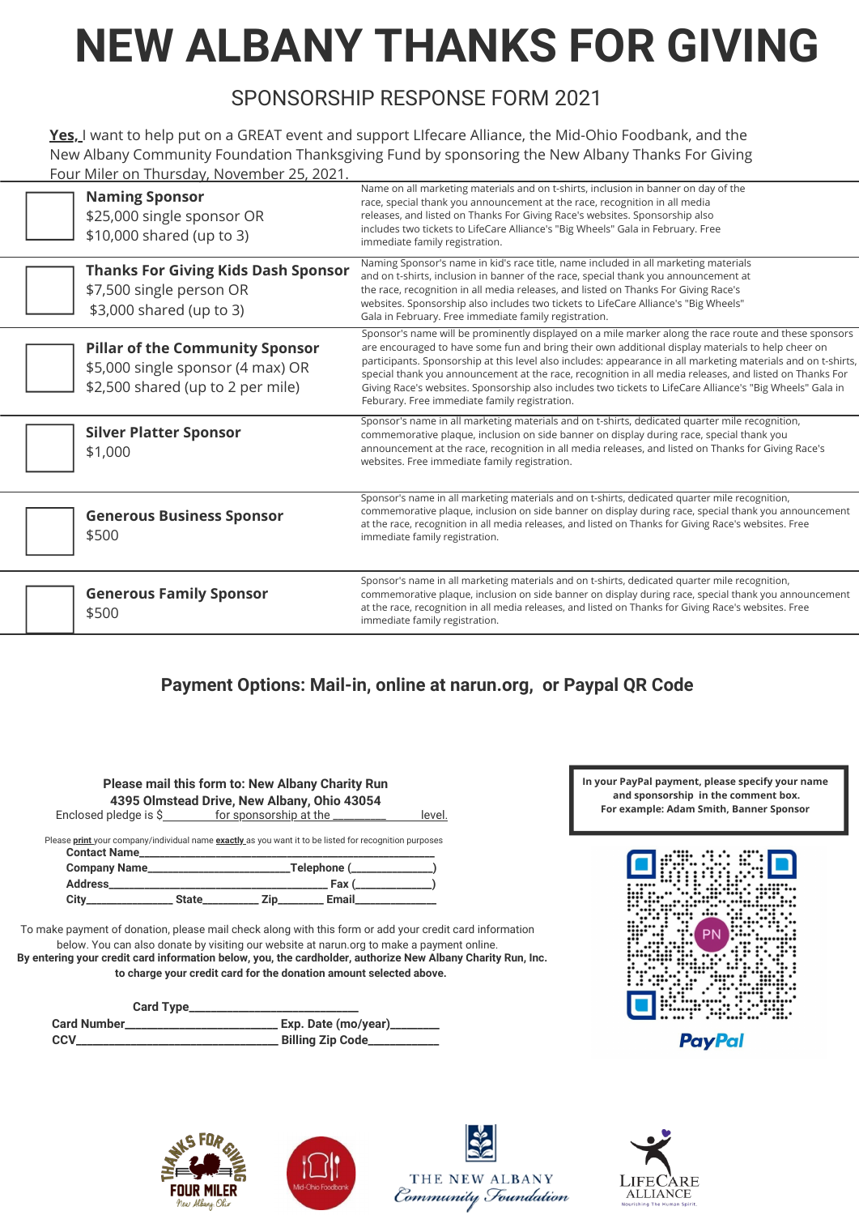# NEW ALBANY THANKS FOR GIVING

## SPONSORSHIP RESPONSE FORM 2021

**Yes,** I want to help put on a GREAT event and support LIfecare Alliance, the Mid-Ohio Foodbank, and the New Albany Community Foundation Thanksgiving Fund by sponsoring the New Albany Thanks For Giving Four Miler on Thursday, November 25, 2021.

| | Sponsorship Level | Benefits |
|---|---|---|
| ☐ | **Naming Sponsor**<br>$25,000 single sponsor OR<br>$10,000 shared (up to 3) | Name on all marketing materials and on t-shirts, inclusion in banner on day of the race, special thank you announcement at the race, recognition in all media releases, and listed on Thanks For Giving Race's websites. Sponsorship also includes two tickets to LifeCare Alliance's "Big Wheels" Gala in February. Free immediate family registration. |
| ☐ | **Thanks For Giving Kids Dash Sponsor**<br>$7,500 single person OR<br>$3,000 shared (up to 3) | Naming Sponsor's name in kid's race title, name included in all marketing materials and on t-shirts, inclusion in banner of the race, special thank you announcement at the race, recognition in all media releases, and listed on Thanks For Giving Race's websites. Sponsorship also includes two tickets to LifeCare Alliance's "Big Wheels" Gala in February. Free immediate family registration. |
| ☐ | **Pillar of the Community Sponsor**<br>$5,000 single sponsor (4 max) OR<br>$2,500 shared (up to 2 per mile) | Sponsor's name will be prominently displayed on a mile marker along the race route and these sponsors are encouraged to have some fun and bring their own additional display materials to help cheer on participants. Sponsorship at this level also includes: appearance in all marketing materials and on t-shirts, special thank you announcement at the race, recognition in all media releases, and listed on Thanks For Giving Race's websites. Sponsorship also includes two tickets to LifeCare Alliance's "Big Wheels" Gala in Feburary. Free immediate family registration. |
| ☐ | **Silver Platter Sponsor**<br>$1,000 | Sponsor's name in all marketing materials and on t-shirts, dedicated quarter mile recognition, commemorative plaque, inclusion on side banner on display during race, special thank you announcement at the race, recognition in all media releases, and listed on Thanks for Giving Race's websites. Free immediate family registration. |
| ☐ | **Generous Business Sponsor**<br>$500 | Sponsor's name in all marketing materials and on t-shirts, dedicated quarter mile recognition, commemorative plaque, inclusion on side banner on display during race, special thank you announcement at the race, recognition in all media releases, and listed on Thanks for Giving Race's websites. Free immediate family registration. |
| ☐ | **Generous Family Sponsor**<br>$500 | Sponsor's name in all marketing materials and on t-shirts, dedicated quarter mile recognition, commemorative plaque, inclusion on side banner on display during race, special thank you announcement at the race, recognition in all media releases, and listed on Thanks for Giving Race's websites. Free immediate family registration. |

### Payment Options: Mail-in, online at narun.org, or Paypal QR Code

**Please mail this form to: New Albany Charity Run**
**4395 Olmstead Drive, New Albany, Ohio 43054**

Enclosed pledge is $________ for sponsorship at the _________ level.

Please **print** your company/individual name **exactly** as you want it to be listed for recognition purposes

**Contact Name**_______________________________________________

**Company Name**_______________________**Telephone** (_____________)

**Address**__________________________________ **Fax** (_____________)

**City**______________ **State**_________ **Zip**_______ **Email**______________

To make payment of donation, please mail check along with this form or add your credit card information below. You can also donate by visiting our website at narun.org to make a payment online.

**By entering your credit card information below, you, the cardholder, authorize New Albany Charity Run, Inc. to charge your credit card for the donation amount selected above.**

**Card Type**___________________________

**Card Number**________________________ **Exp. Date (mo/year)**________

**CCV**_______________________________ **Billing Zip Code**___________

**In your PayPal payment, please specify your name and sponsorship in the comment box. For example: Adam Smith, Banner Sponsor**

PayPal

THANKS FOR GIVING FOUR MILER New Albany Ohio

Mid-Ohio Foodbank

THE NEW ALBANY Community Foundation

LIFECARE ALLIANCE Nourishing The Human Spirit.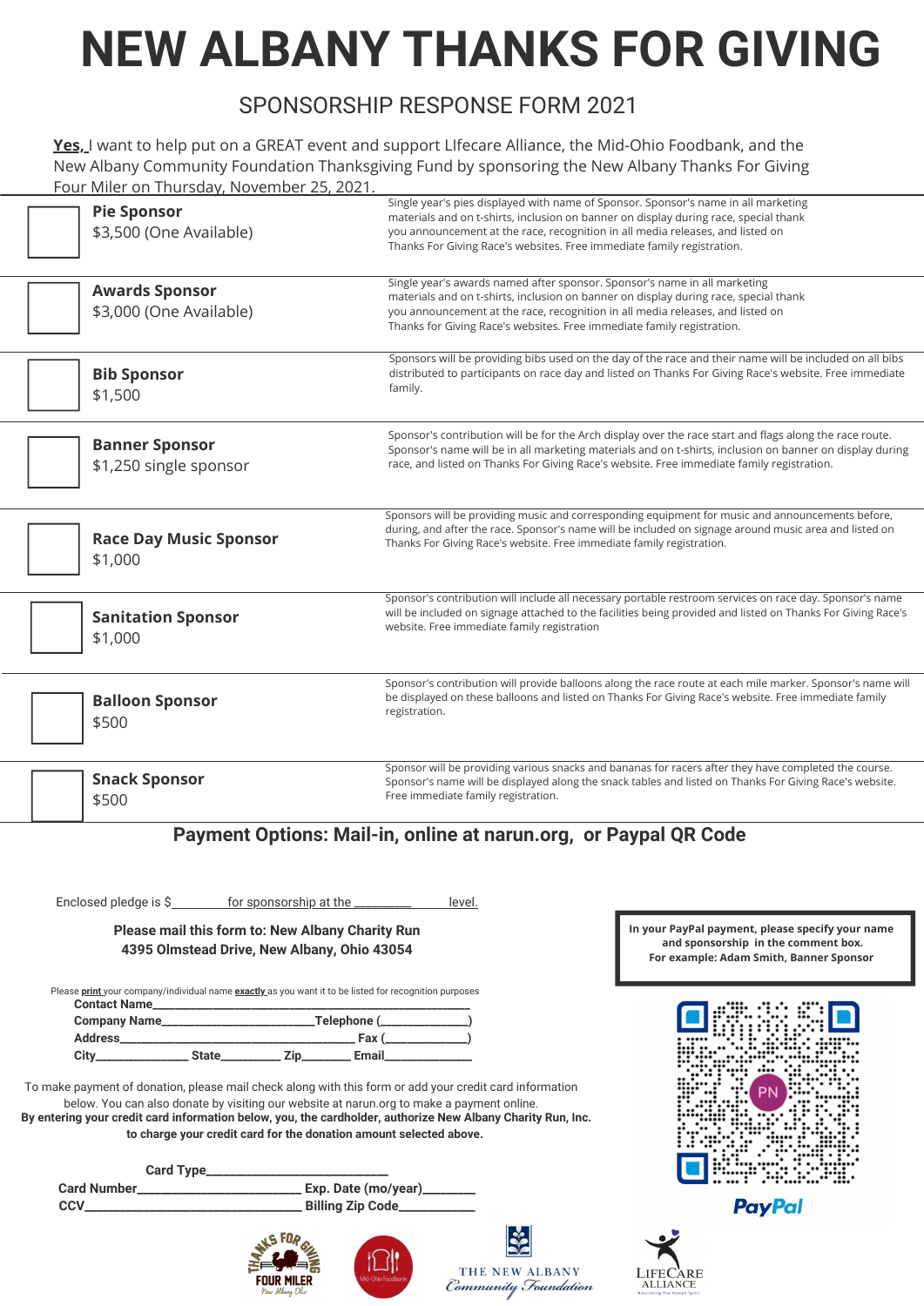# NEW ALBANY THANKS FOR GIVING

## SPONSORSHIP RESPONSE FORM 2021

**Yes,** I want to help put on a GREAT event and support LIfecare Alliance, the Mid-Ohio Foodbank, and the New Albany Community Foundation Thanksgiving Fund by sponsoring the New Albany Thanks For Giving Four Miler on Thursday, November 25, 2021.

| | | |
|---|---|---|
| ☐ | **Pie Sponsor** $3,500 (One Available) | Single year's pies displayed with name of Sponsor. Sponsor's name in all marketing materials and on t-shirts, inclusion on banner on display during race, special thank you announcement at the race, recognition in all media releases, and listed on Thanks For Giving Race's websites. Free immediate family registration. |
| ☐ | **Awards Sponsor** $3,000 (One Available) | Single year's awards named after sponsor. Sponsor's name in all marketing materials and on t-shirts, inclusion on banner on display during race, special thank you announcement at the race, recognition in all media releases, and listed on Thanks for Giving Race's websites. Free immediate family registration. |
| ☐ | **Bib Sponsor** $1,500 | Sponsors will be providing bibs used on the day of the race and their name will be included on all bibs distributed to participants on race day and listed on Thanks For Giving Race's website. Free immediate family. |
| ☐ | **Banner Sponsor** $1,250 single sponsor | Sponsor's contribution will be for the Arch display over the race start and flags along the race route. Sponsor's name will be in all marketing materials and on t-shirts, inclusion on banner on display during race, and listed on Thanks For Giving Race's website. Free immediate family registration. |
| ☐ | **Race Day Music Sponsor** $1,000 | Sponsors will be providing music and corresponding equipment for music and announcements before, during, and after the race. Sponsor's name will be included on signage around music area and listed on Thanks For Giving Race's website. Free immediate family registration. |
| ☐ | **Sanitation Sponsor** $1,000 | Sponsor's contribution will include all necessary portable restroom services on race day. Sponsor's name will be included on signage attached to the facilities being provided and listed on Thanks For Giving Race's website. Free immediate family registration |
| ☐ | **Balloon Sponsor** $500 | Sponsor's contribution will provide balloons along the race route at each mile marker. Sponsor's name will be displayed on these balloons and listed on Thanks For Giving Race's website. Free immediate family registration. |
| ☐ | **Snack Sponsor** $500 | Sponsor will be providing various snacks and bananas for racers after they have completed the course. Sponsor's name will be displayed along the snack tables and listed on Thanks For Giving Race's website. Free immediate family registration. |

### Payment Options: Mail-in, online at narun.org, or Paypal QR Code

Enclosed pledge is $________ for sponsorship at the __________ level.

**Please mail this form to: New Albany Charity Run**
**4395 Olmstead Drive, New Albany, Ohio 43054**

Please **print** your company/individual name **exactly** as you want it to be listed for recognition purposes

**Contact Name**______________________________________
**Company Name**______________________**Telephone** (_____________)
**Address**____________________________________ **Fax** (_____________)
**City**_____________ **State**_________ **Zip**________ **Email**_____________

To make payment of donation, please mail check along with this form or add your credit card information below. You can also donate by visiting our website at narun.org to make a payment online.
**By entering your credit card information below, you, the cardholder, authorize New Albany Charity Run, Inc. to charge your credit card for the donation amount selected above.**

**Card Type**__________________________
**Card Number**_______________________ **Exp. Date (mo/year)**________
**CCV**_____________________________ **Billing Zip Code**___________

**In your PayPal payment, please specify your name and sponsorship in the comment box. For example: Adam Smith, Banner Sponsor**

PN

PayPal

THANKS FOR GIVING FOUR MILER New Albany Ohio

Mid-Ohio Foodbank

THE NEW ALBANY Community Foundation

LIFECARE ALLIANCE